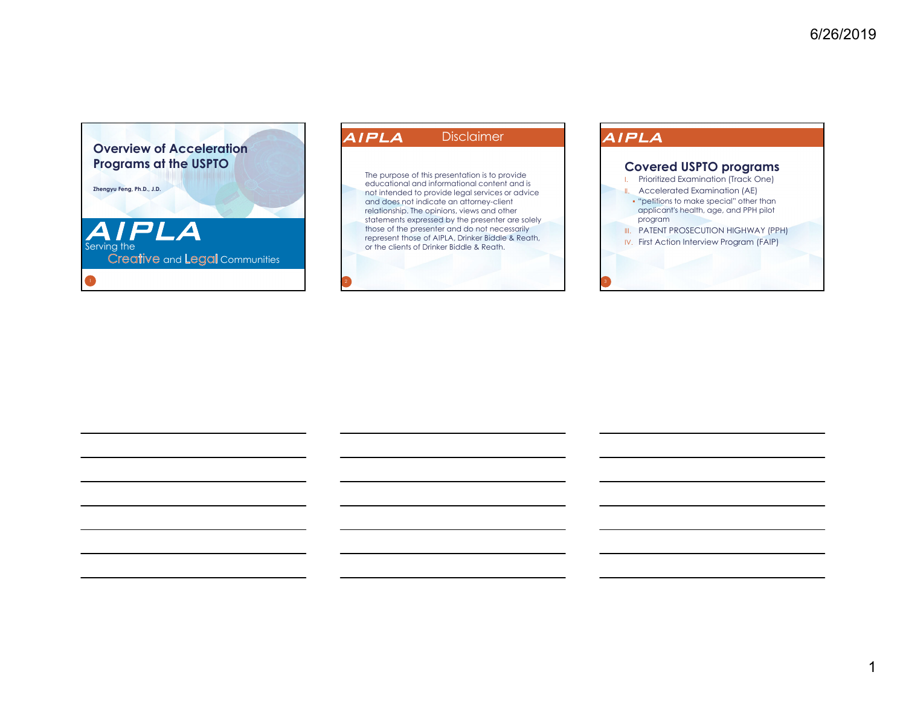# Overview of Acceleration Programs at the USPTO

**Zhengyu Feng, Ph.D., J.D.**

AIPLA

Serving the Creative and Legal Communities

---

## Disclaimer

The purpose of this presentation is to provide educational and informational content and is not intended to provide legal services or advice and does not indicate an attorney-client relationship. The opinions, views and other statements expressed by the presenter are solely those of the presenter and do not necessarily represent those of AIPLA, Drinker Biddle & Reath, or the clients of Drinker Biddle & Reath.

---

## Covered USPTO programs

I. Prioritized Examination (Track One)

II. Accelerated Examination (AE)
   - "petitions to make special" other than applicant's health, age, and PPH pilot program

III. PATENT PROSECUTION HIGHWAY (PPH)

IV. First Action Interview Program (FAIP)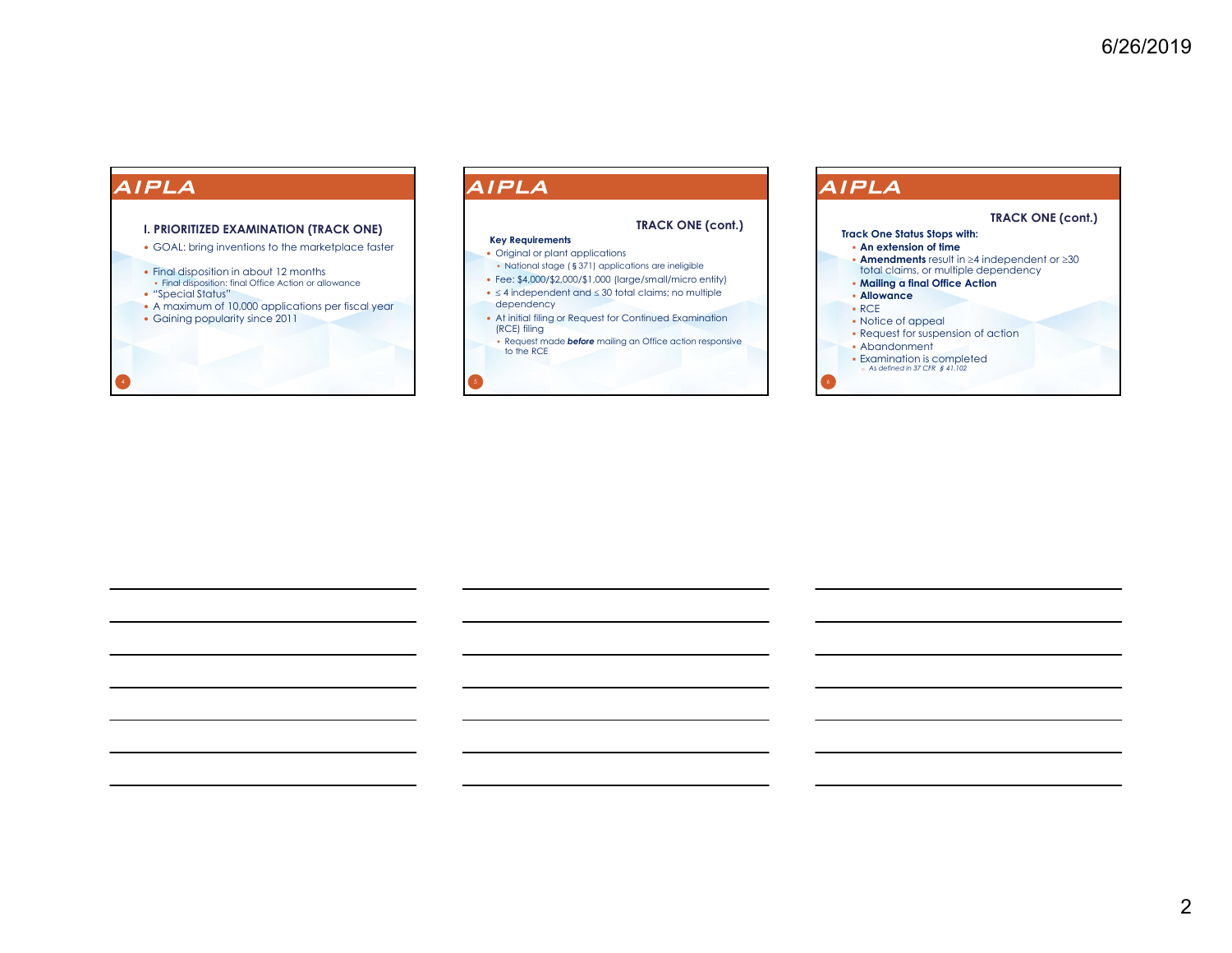## I. PRIORITIZED EXAMINATION (TRACK ONE)

- GOAL: bring inventions to the marketplace faster
- Final disposition in about 12 months
  - Final disposition: final Office Action or allowance
- "Special Status"
- A maximum of 10,000 applications per fiscal year
- Gaining popularity since 2011

## TRACK ONE (cont.)

**Key Requirements**

- Original or plant applications
  - National stage (§ 371) applications are ineligible
- Fee: $4,000/$2,000/$1,000 (large/small/micro entity)
- ≤ 4 independent and ≤ 30 total claims; no multiple dependency
- At initial filing or Request for Continued Examination (RCE) filing
  - Request made ***before*** mailing an Office action responsive to the RCE

## TRACK ONE (cont.)

**Track One Status Stops with:**

- **An extension of time**
- **Amendments** result in ≥4 independent or ≥30 total claims, or multiple dependency
- **Mailing a final Office Action**
- **Allowance**
- RCE
- Notice of appeal
- Request for suspension of action
- Abandonment
- Examination is completed
  - *As defined in 37 CFR § 41.102*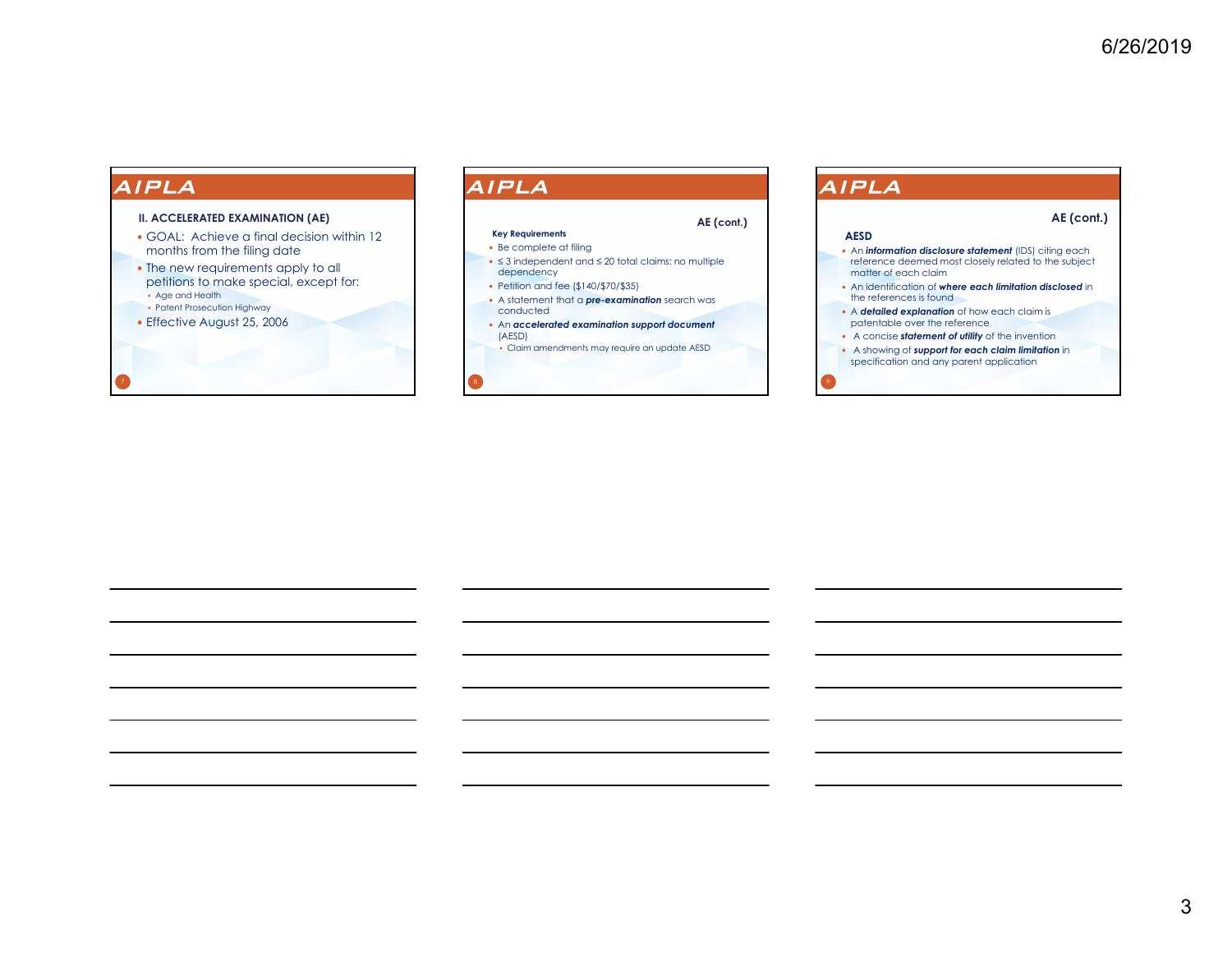## AIPLA

### II. ACCELERATED EXAMINATION (AE)

- GOAL: Achieve a final decision within 12 months from the filing date
- The new requirements apply to all petitions to make special, except for:
  - Age and Health
  - Patent Prosecution Highway
- Effective August 25, 2006

## AIPLA

### AE (cont.)

**Key Requirements**

- Be complete at filing
- ≤ 3 independent and ≤ 20 total claims; no multiple dependency
- Petition and fee ($140/$70/$35)
- A statement that a ***pre-examination*** search was conducted
- An ***accelerated examination support document*** (AESD)
  - Claim amendments may require an update AESD

## AIPLA

### AE (cont.)

**AESD**

- An ***information disclosure statement*** (IDS) citing each reference deemed most closely related to the subject matter of each claim
- An identification of ***where each limitation disclosed*** in the references is found
- A ***detailed explanation*** of how each claim is patentable over the reference
- A concise ***statement of utility*** of the invention
- A showing of ***support for each claim limitation*** in specification and any parent application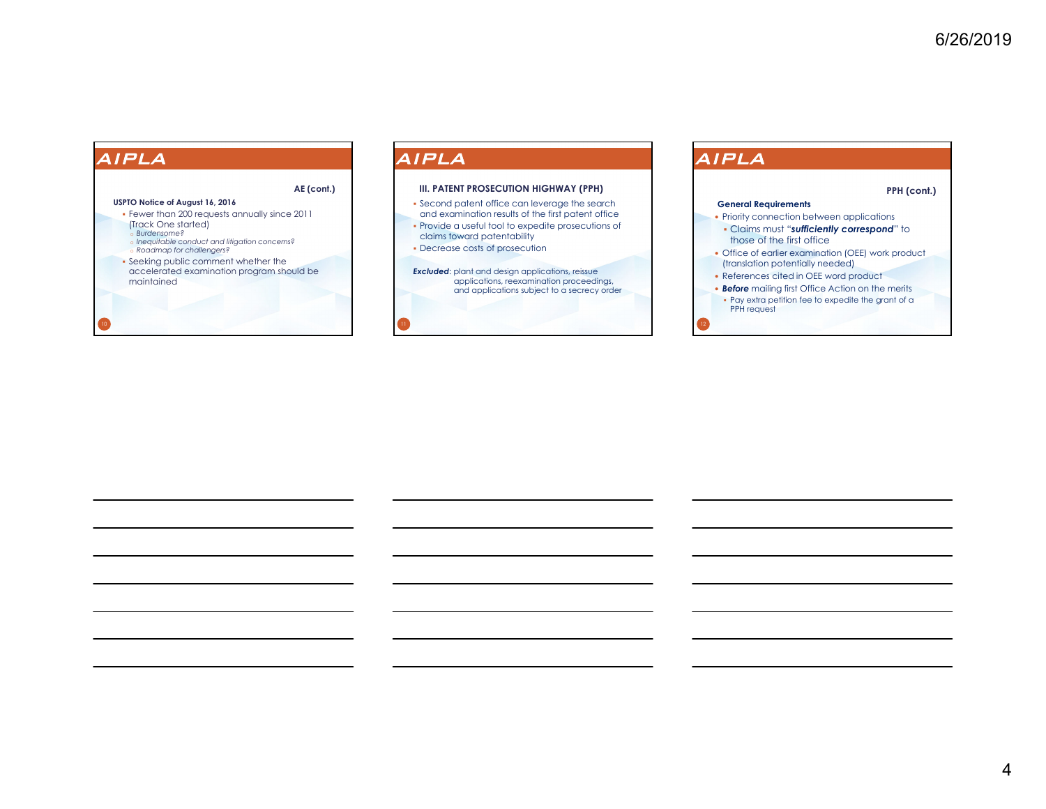## AIPLA

**AE (cont.)**

**USPTO Notice of August 16, 2016**

- Fewer than 200 requests annually since 2011 (Track One started)
  - *Burdensome?*
  - *Inequitable conduct and litigation concerns?*
  - *Roadmap for challengers?*
- Seeking public comment whether the accelerated examination program should be maintained

## AIPLA

**III. PATENT PROSECUTION HIGHWAY (PPH)**

- Second patent office can leverage the search and examination results of the first patent office
- Provide a useful tool to expedite prosecutions of claims toward patentability
- Decrease costs of prosecution

***Excluded***: plant and design applications, reissue applications, reexamination proceedings, and applications subject to a secrecy order

## AIPLA

**PPH (cont.)**

**General Requirements**

- Priority connection between applications
  - Claims must "***sufficiently correspond***" to those of the first office
- Office of earlier examination (OEE) work product (translation potentially needed)
- References cited in OEE word product
- ***Before*** mailing first Office Action on the merits
  - Pay extra petition fee to expedite the grant of a PPH request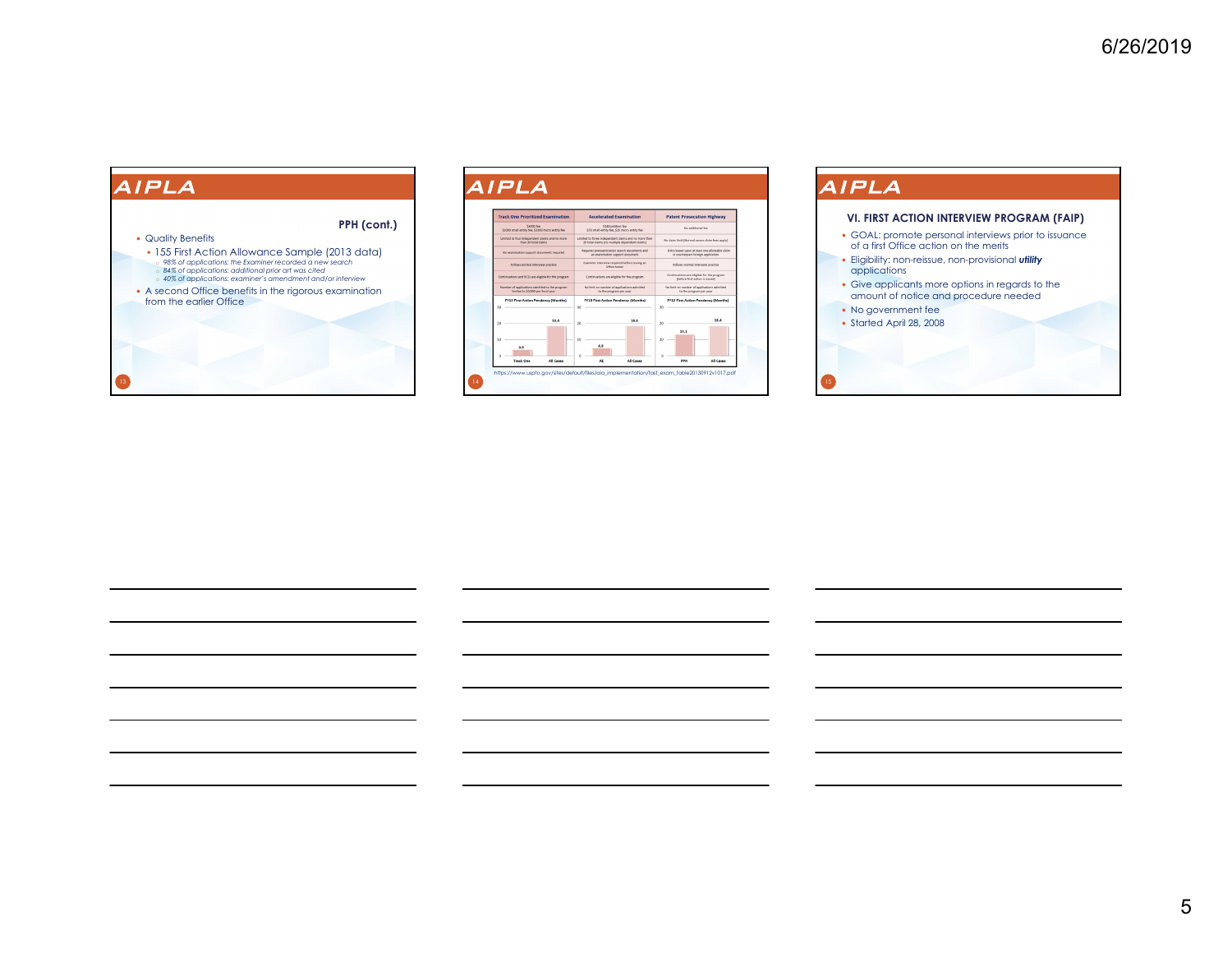## AIPLA

### PPH (cont.)

- Quality Benefits
  - 155 First Action Allowance Sample (2013 data)
    - *98% of applications: the Examiner recorded a new search*
    - *84% of applications: additional prior art was cited*
    - *40% of applications: examiner's amendment and/or interview*
- A second Office benefits in the rigorous examination from the earlier Office

## AIPLA

| Track One Prioritized Examination | Accelerated Examination | Patent Prosecution Highway |
| --- | --- | --- |
| $4000 fee $2000 small entity fee, $1000 micro entity fee | $140 petition fee $70 small entity fee, $35 micro entity fee | No additional fee |
| Limited to four independent claims and no more than 30 total claims | Limited to three independent claims and no more than 20 total claims (no multiple dependent claims) | No claims limit (Normal excess claim fees apply) |
| No examination support documents required | Requires preexamination search documents and an examination support document | Entry based upon at least one allowable claim in counterpart foreign application |
| Follows normal interview practice | Examiner interview required before issuing an Office Action | Follows normal interview practice |
| Continuations and RCEs are eligible for the program | Continuations are eligible for the program | Continuations are eligible for the program (before first action is issued) |
| Number of applications admitted to the program limited to 10,000 per fiscal year | No limit on number of applications admitted to the program per year | No limit on number of applications admitted to the program per year |

| Chart | Program | All Cases |
| --- | --- | --- |
| FY13 First Action Pendency (Months) | Track One: 3.9 | 18.4 |
| FY13 First Action Pendency (Months) | AE: 4.9 | 18.4 |
| FY13 First Action Pendency (Months) | PPH: 11.1 | 18.4 |

https://www.uspto.gov/sites/default/files/aia_implementation/fast_exam_table20130912v1017.pdf

## AIPLA

### VI. FIRST ACTION INTERVIEW PROGRAM (FAIP)

- GOAL: promote personal interviews prior to issuance of a first Office action on the merits
- Eligibility: non-reissue, non-provisional ***utility*** applications
- Give applicants more options in regards to the amount of notice and procedure needed
- No government fee
- Started April 28, 2008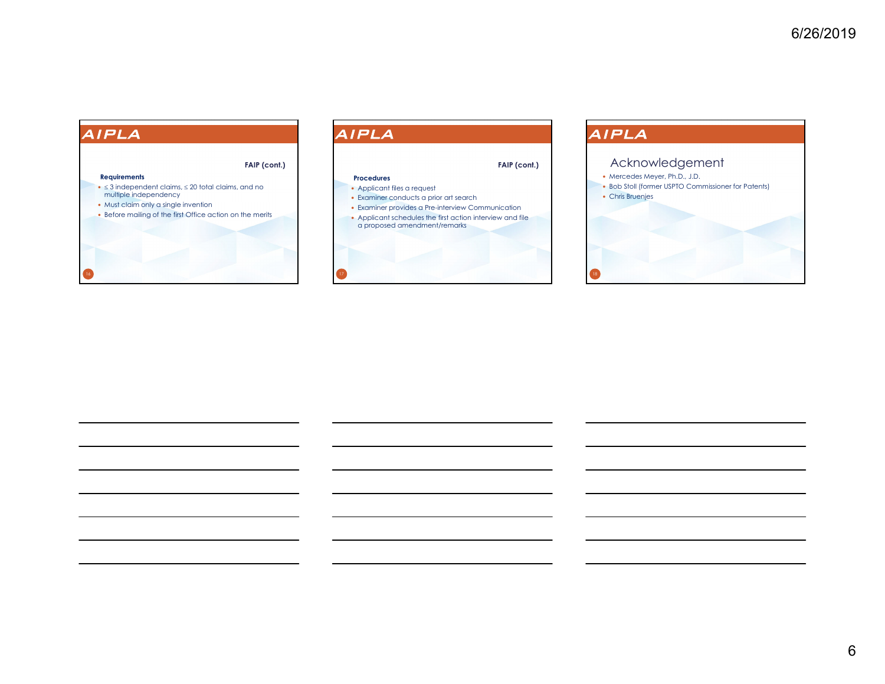## AIPLA

### FAIP (cont.)

**Requirements**

- ≤ 3 independent claims, ≤ 20 total claims, and no multiple independency
- Must claim only a single invention
- Before mailing of the first Office action on the merits

## AIPLA

### FAIP (cont.)

**Procedures**

- Applicant files a request
- Examiner conducts a prior art search
- Examiner provides a Pre-interview Communication
- Applicant schedules the first action interview and file a proposed amendment/remarks

## AIPLA

### Acknowledgement

- Mercedes Meyer, Ph.D., J.D.
- Bob Stoll (former USPTO Commissioner for Patents)
- Chris Bruenjes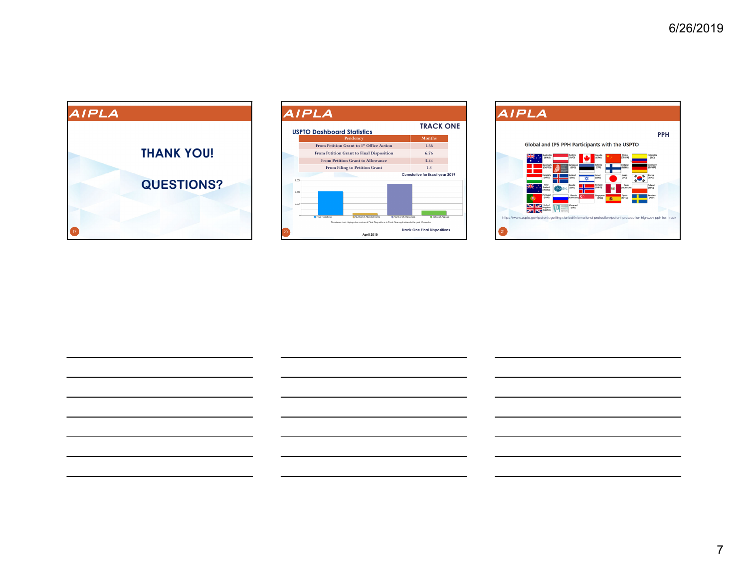## AIPLA

**THANK YOU!**

**QUESTIONS?**

## AIPLA

### TRACK ONE

**USPTO Dashboard Statistics**

| Pendency | Months |
|---|---|
| From Petition Grant to 1st Office Action | 1.66 |
| From Petition Grant to Final Disposition | 6.76 |
| From Petition Grant to Allowance | 5.44 |
| From Filing to Petition Grant | 1.3 |

Cumulative for fiscal year 2019

Final Rejections | Number of Abandonments | Number of Allowances | Notice of Appeals

The above chart displays the number of Final Dispositions in Track One applications in the past 12-months.

Track One Final Dispositions

April 2019

## AIPLA

### PPH

Global and IP5 PPH Participants with the USPTO

Australia (IPAU), Austria (APO), Canada (CIPO), China (CNIPA), Colombia (SIC), Denmark (DKPTO), European (EPO), Estonia (EPA), Finland (NBPR), Germany (DPMA), Hungary (HIPO), Iceland (IPO), Israel (ILPO), Japan (JPO), Korea (KIPO), New Zealand (IPONZ), Nordic (NPI), Norway (NIPO), Peru (INDECOPI), Poland (PPO), Portugal (INPI), Russia (ROSPATENT), Singapore (IPOS), Spain (SPTO), Sweden (PRV), United Kingdom (UKIPO), Visegrad (VPI)

https://www.uspto.gov/patents-getting-started/international-protection/patent-prosecution-highway-pph-fast-track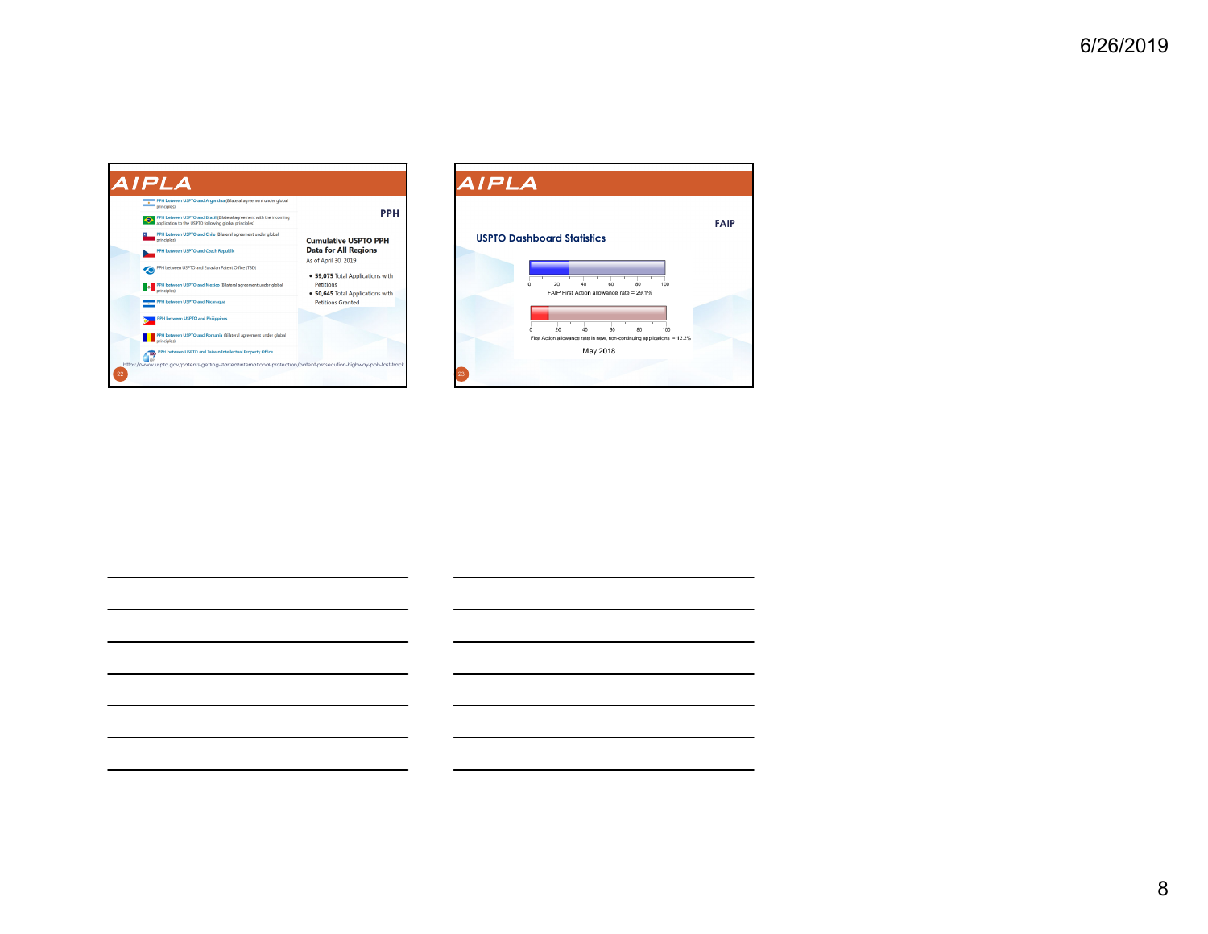## AIPLA

### PPH

- PPH between USPTO and Argentina (Bilateral agreement under global principles)
- PPH between USPTO and Brazil (Bilateral agreement with the incoming application to the USPTO following global principles)
- PPH between USPTO and Chile (Bilateral agreement under global principles)
- PPH between USPTO and Czech Republic
- PPH between USPTO and Eurasian Patent Office (TBD)
- PPH between USPTO and Mexico (Bilateral agreement under global principles)
- PPH between USPTO and Nicaragua
- PPH between USPTO and Philippines
- PPH between USPTO and Romania (Bilateral agreement under global principles)
- PPH between USPTO and Taiwan Intellectual Property Office

**Cumulative USPTO PPH Data for All Regions**

As of April 30, 2019

- **59,075** Total Applications with Petitions
- **50,645** Total Applications with Petitions Granted

https://www.uspto.gov/patents-getting-started/international-protection/patent-prosecution-highway-pph-fast-track

## AIPLA

### FAIP

**USPTO Dashboard Statistics**

0 20 40 60 80 100

FAIP First Action allowance rate = 29.1%

0 20 40 60 80 100

First Action allowance rate in new, non-continuing applications = 12.2%

May 2018